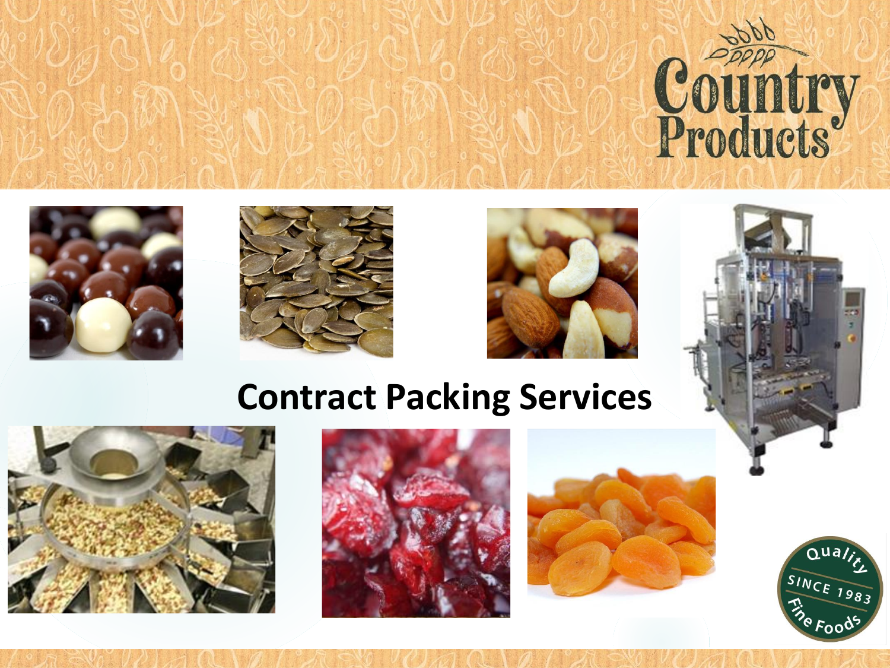# Contract Packing Services

Country Products

Quality SINCE 1983 Fine Foods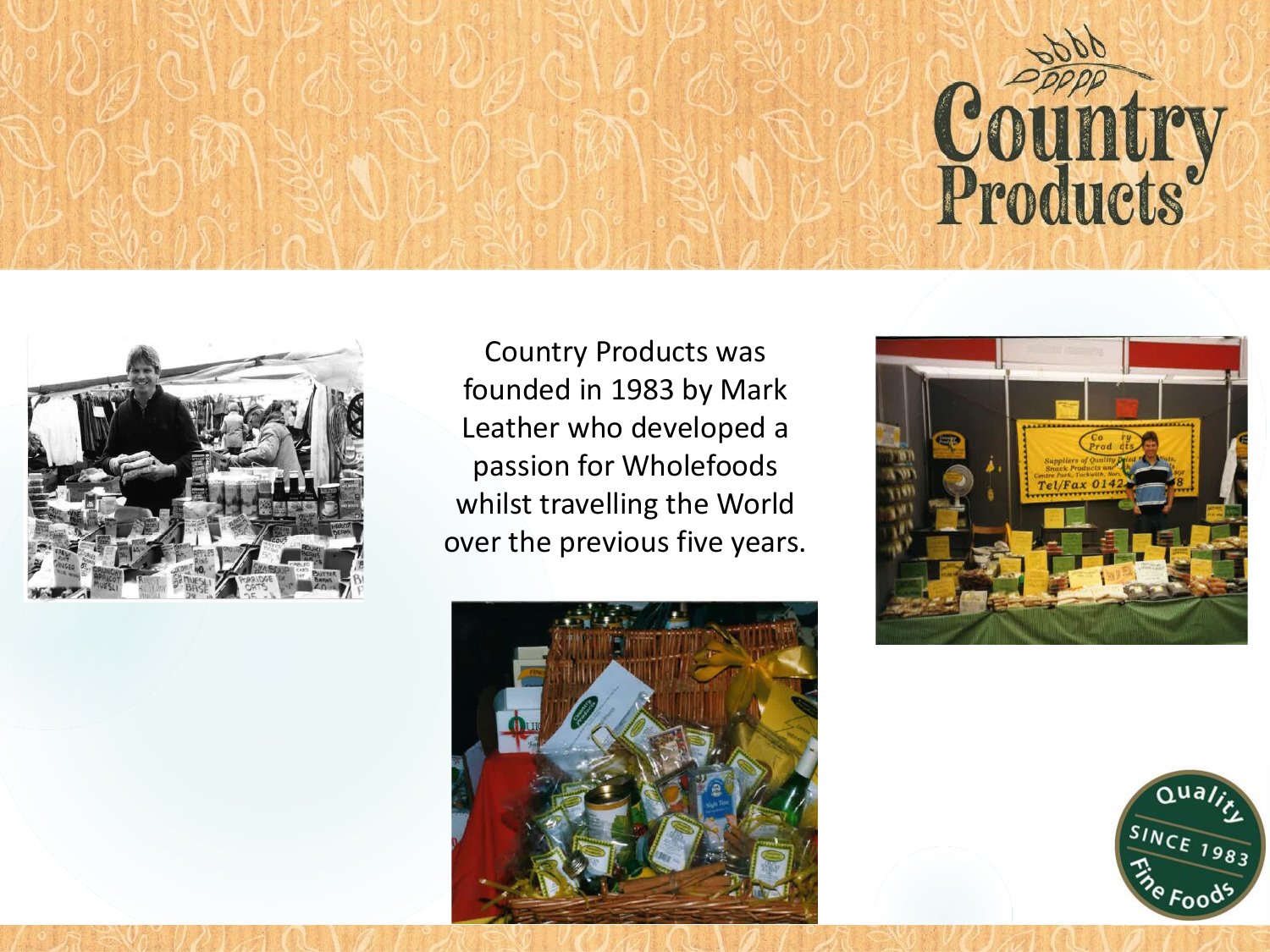Country Products was founded in 1983 by Mark Leather who developed a passion for Wholefoods whilst travelling the World over the previous five years.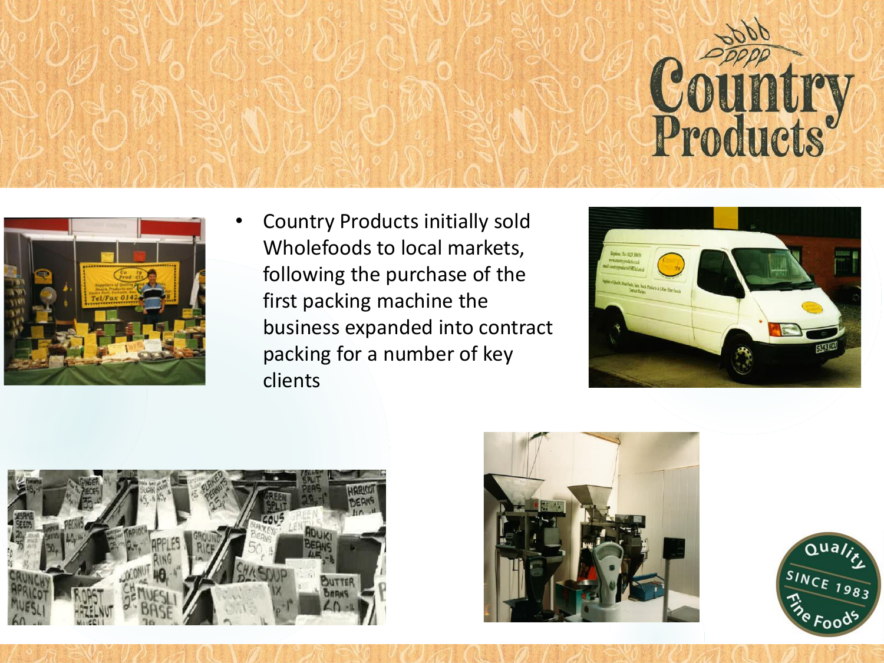- Country Products initially sold Wholefoods to local markets, following the purchase of the first packing machine the business expanded into contract packing for a number of key clients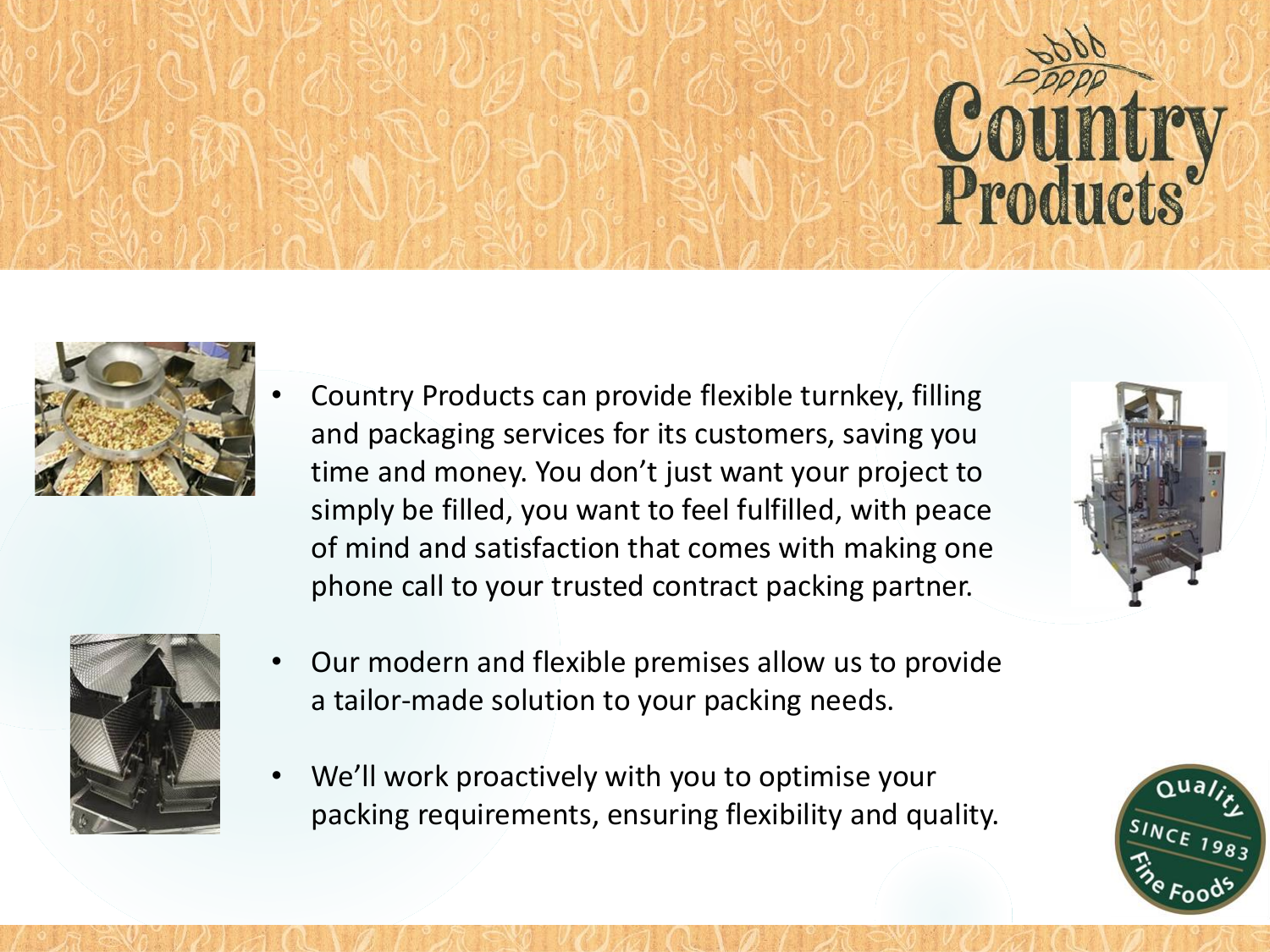- Country Products can provide flexible turnkey, filling and packaging services for its customers, saving you time and money. You don't just want your project to simply be filled, you want to feel fulfilled, with peace of mind and satisfaction that comes with making one phone call to your trusted contract packing partner.
- Our modern and flexible premises allow us to provide a tailor-made solution to your packing needs.
- We'll work proactively with you to optimise your packing requirements, ensuring flexibility and quality.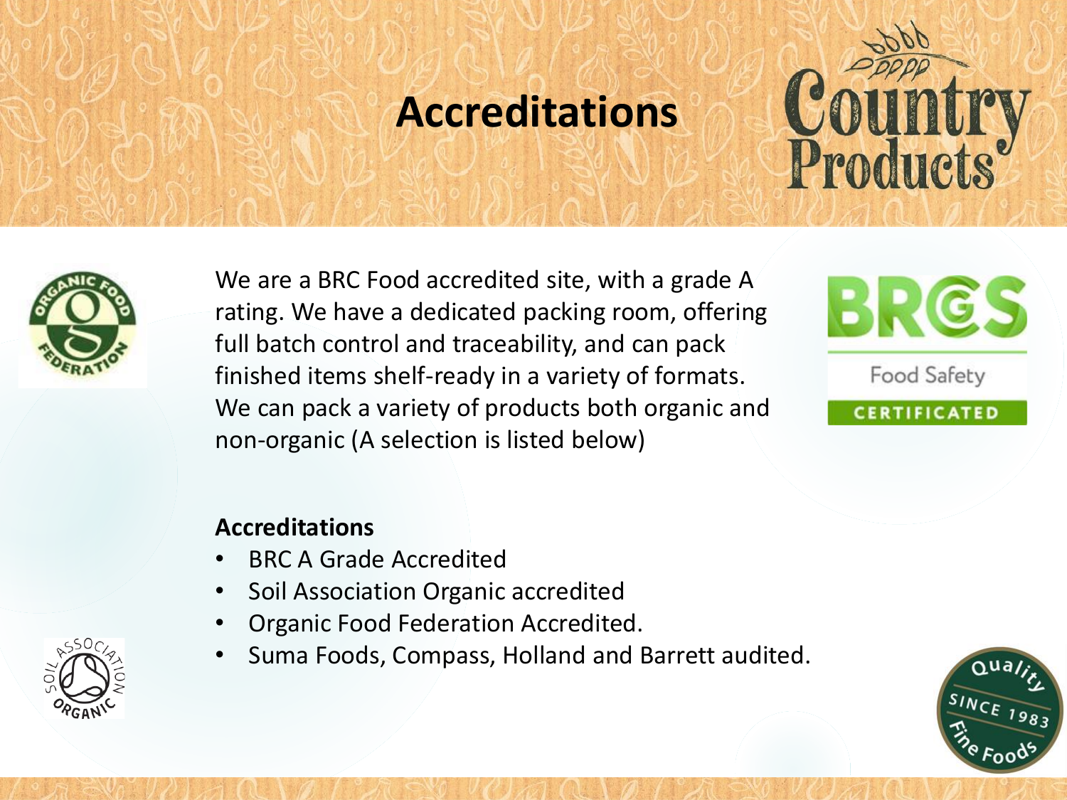# Accreditations

We are a BRC Food accredited site, with a grade A rating. We have a dedicated packing room, offering full batch control and traceability, and can pack finished items shelf-ready in a variety of formats. We can pack a variety of products both organic and non-organic (A selection is listed below)

**Accreditations**

- BRC A Grade Accredited
- Soil Association Organic accredited
- Organic Food Federation Accredited.
- Suma Foods, Compass, Holland and Barrett audited.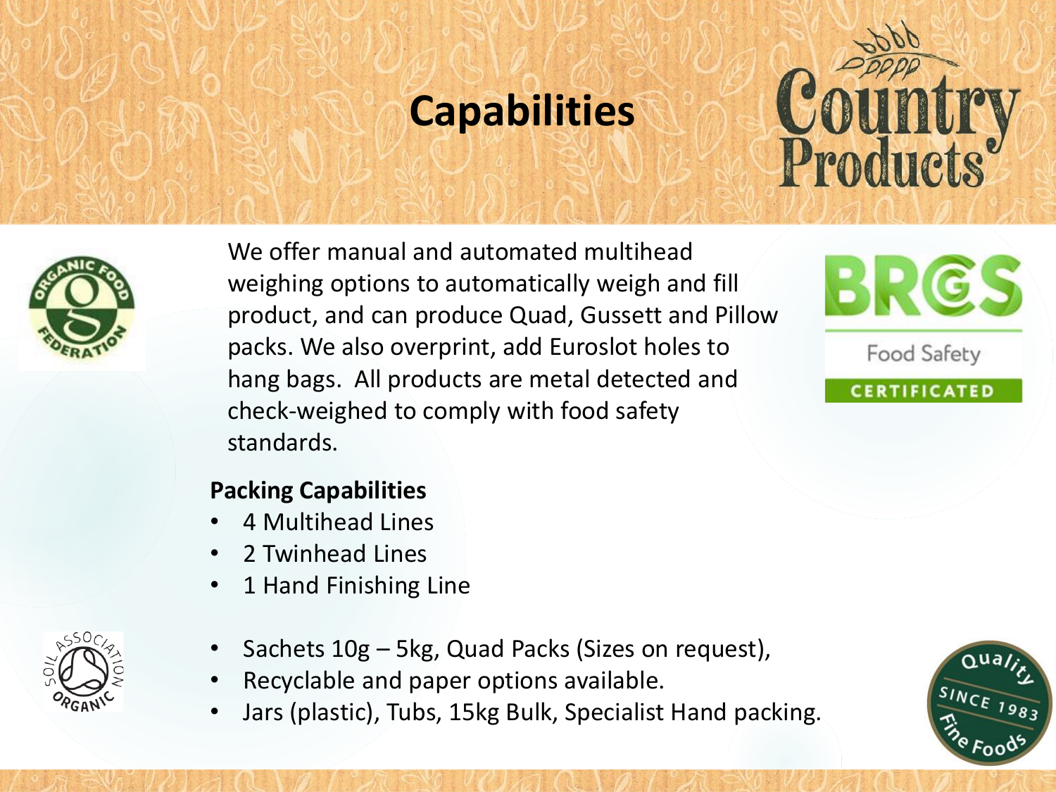# Capabilities

We offer manual and automated multihead weighing options to automatically weigh and fill product, and can produce Quad, Gussett and Pillow packs. We also overprint, add Euroslot holes to hang bags. All products are metal detected and check-weighed to comply with food safety standards.

**Packing Capabilities**

- 4 Multihead Lines
- 2 Twinhead Lines
- 1 Hand Finishing Line

- Sachets 10g – 5kg, Quad Packs (Sizes on request),
- Recyclable and paper options available.
- Jars (plastic), Tubs, 15kg Bulk, Specialist Hand packing.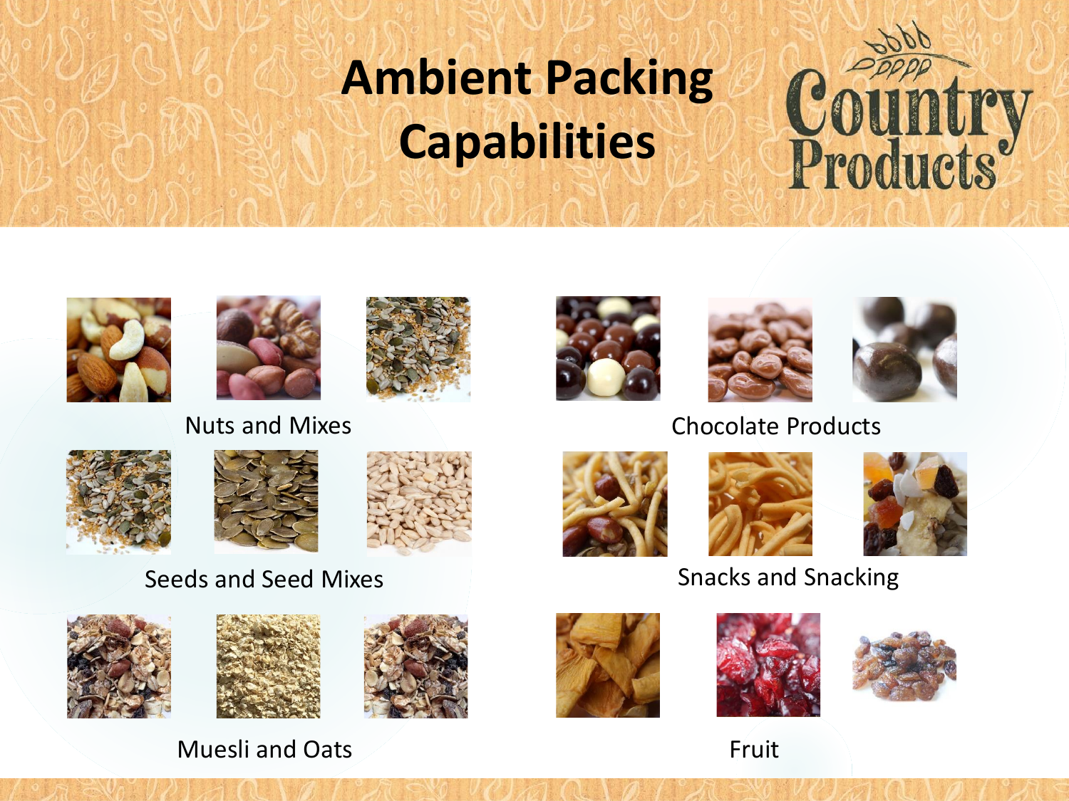# Ambient Packing Capabilities

Country Products

Nuts and Mixes

Seeds and Seed Mixes

Muesli and Oats

Chocolate Products

Snacks and Snacking

Fruit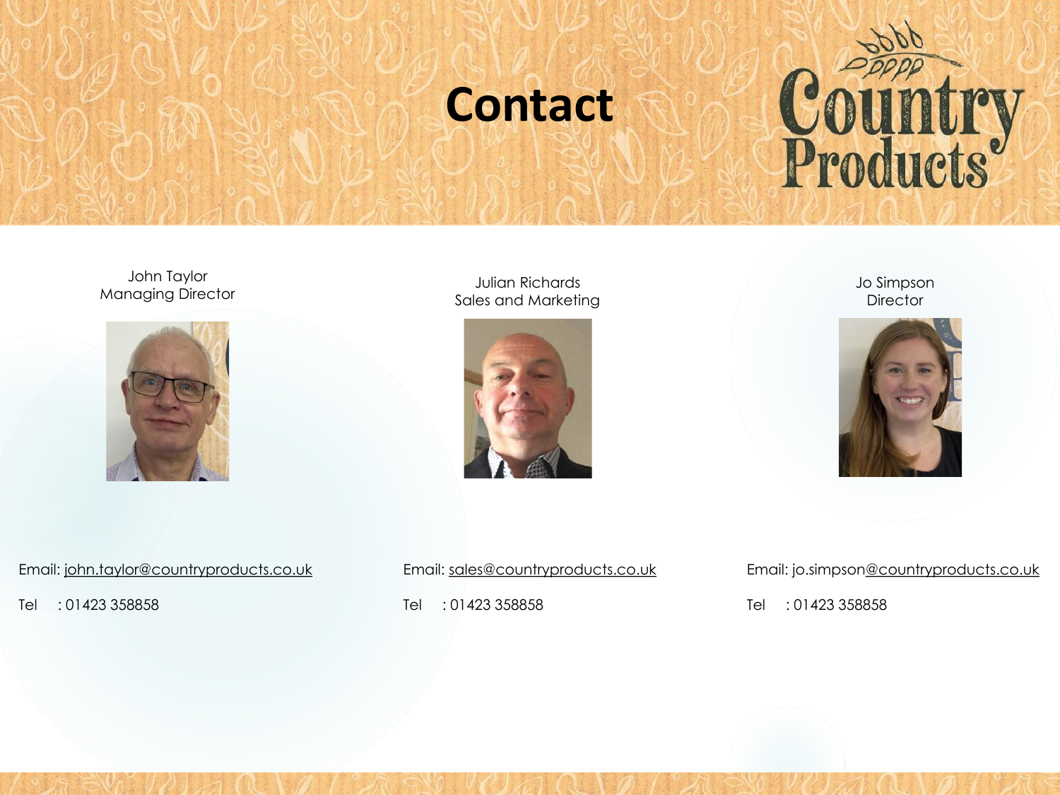# Contact

Country Products

John Taylor
Managing Director

Email: john.taylor@countryproducts.co.uk

Tel : 01423 358858

Julian Richards
Sales and Marketing

Email: sales@countryproducts.co.uk

Tel : 01423 358858

Jo Simpson
Director

Email: jo.simpson@countryproducts.co.uk

Tel : 01423 358858